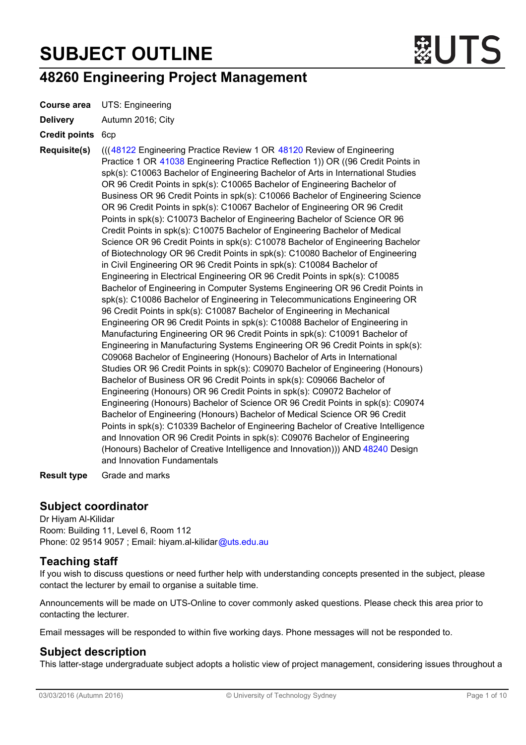# SUBJECT OUTLINE

## 48260 Engineering Project Management

**Course area** UTS: Engineering

**Delivery** Autumn 2016; City

**Credit points** 6cp

**Requisite(s)** (((48122 Engineering Practice Review 1 OR 48120 Review of Engineering Practice 1 OR 41038 Engineering Practice Reflection 1)) OR ((96 Credit Points in spk(s): C10063 Bachelor of Engineering Bachelor of Arts in International Studies OR 96 Credit Points in spk(s): C10065 Bachelor of Engineering Bachelor of Business OR 96 Credit Points in spk(s): C10066 Bachelor of Engineering Science OR 96 Credit Points in spk(s): C10067 Bachelor of Engineering OR 96 Credit Points in spk(s): C10073 Bachelor of Engineering Bachelor of Science OR 96 Credit Points in spk(s): C10075 Bachelor of Engineering Bachelor of Medical Science OR 96 Credit Points in spk(s): C10078 Bachelor of Engineering Bachelor of Biotechnology OR 96 Credit Points in spk(s): C10080 Bachelor of Engineering in Civil Engineering OR 96 Credit Points in spk(s): C10084 Bachelor of Engineering in Electrical Engineering OR 96 Credit Points in spk(s): C10085 Bachelor of Engineering in Computer Systems Engineering OR 96 Credit Points in spk(s): C10086 Bachelor of Engineering in Telecommunications Engineering OR 96 Credit Points in spk(s): C10087 Bachelor of Engineering in Mechanical Engineering OR 96 Credit Points in spk(s): C10088 Bachelor of Engineering in Manufacturing Engineering OR 96 Credit Points in spk(s): C10091 Bachelor of Engineering in Manufacturing Systems Engineering OR 96 Credit Points in spk(s): C09068 Bachelor of Engineering (Honours) Bachelor of Arts in International Studies OR 96 Credit Points in spk(s): C09070 Bachelor of Engineering (Honours) Bachelor of Business OR 96 Credit Points in spk(s): C09066 Bachelor of Engineering (Honours) OR 96 Credit Points in spk(s): C09072 Bachelor of Engineering (Honours) Bachelor of Science OR 96 Credit Points in spk(s): C09074 Bachelor of Engineering (Honours) Bachelor of Medical Science OR 96 Credit Points in spk(s): C10339 Bachelor of Engineering Bachelor of Creative Intelligence and Innovation OR 96 Credit Points in spk(s): C09076 Bachelor of Engineering (Honours) Bachelor of Creative Intelligence and Innovation))) AND 48240 Design and Innovation Fundamentals

**Result type** Grade and marks

### Subject coordinator

Dr Hiyam Al-Kilidar
Room: Building 11, Level 6, Room 112
Phone: 02 9514 9057 ; Email: hiyam.al-kilidar@uts.edu.au

### Teaching staff

If you wish to discuss questions or need further help with understanding concepts presented in the subject, please contact the lecturer by email to organise a suitable time.

Announcements will be made on UTS-Online to cover commonly asked questions. Please check this area prior to contacting the lecturer.

Email messages will be responded to within five working days. Phone messages will not be responded to.

### Subject description

This latter-stage undergraduate subject adopts a holistic view of project management, considering issues throughout a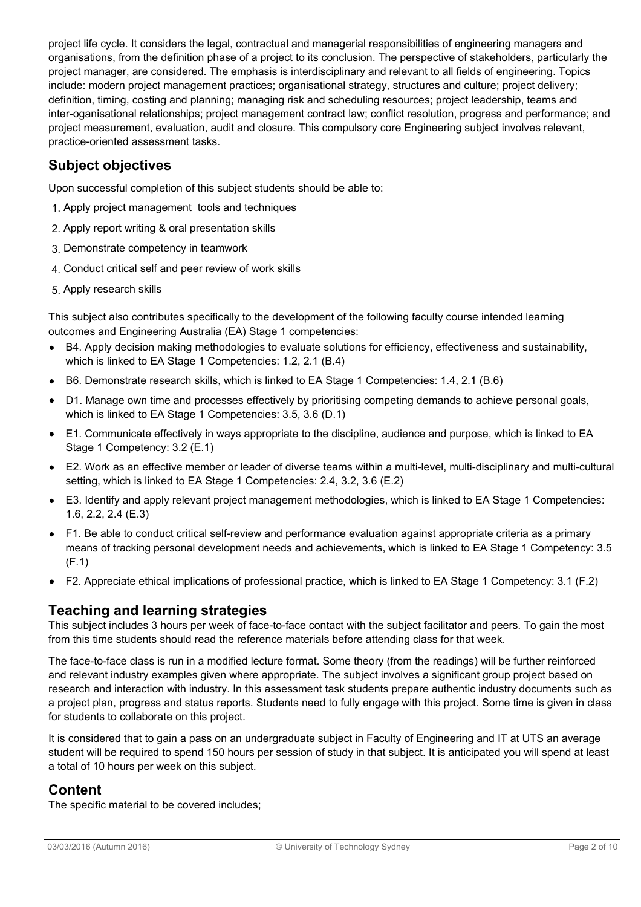project life cycle. It considers the legal, contractual and managerial responsibilities of engineering managers and organisations, from the definition phase of a project to its conclusion. The perspective of stakeholders, particularly the project manager, are considered. The emphasis is interdisciplinary and relevant to all fields of engineering. Topics include: modern project management practices; organisational strategy, structures and culture; project delivery; definition, timing, costing and planning; managing risk and scheduling resources; project leadership, teams and inter-oganisational relationships; project management contract law; conflict resolution, progress and performance; and project measurement, evaluation, audit and closure. This compulsory core Engineering subject involves relevant, practice-oriented assessment tasks.

## Subject objectives

Upon successful completion of this subject students should be able to:

1. Apply project management tools and techniques
2. Apply report writing & oral presentation skills
3. Demonstrate competency in teamwork
4. Conduct critical self and peer review of work skills
5. Apply research skills

This subject also contributes specifically to the development of the following faculty course intended learning outcomes and Engineering Australia (EA) Stage 1 competencies:

- B4. Apply decision making methodologies to evaluate solutions for efficiency, effectiveness and sustainability, which is linked to EA Stage 1 Competencies: 1.2, 2.1 (B.4)
- B6. Demonstrate research skills, which is linked to EA Stage 1 Competencies: 1.4, 2.1 (B.6)
- D1. Manage own time and processes effectively by prioritising competing demands to achieve personal goals, which is linked to EA Stage 1 Competencies: 3.5, 3.6 (D.1)
- E1. Communicate effectively in ways appropriate to the discipline, audience and purpose, which is linked to EA Stage 1 Competency: 3.2 (E.1)
- E2. Work as an effective member or leader of diverse teams within a multi-level, multi-disciplinary and multi-cultural setting, which is linked to EA Stage 1 Competencies: 2.4, 3.2, 3.6 (E.2)
- E3. Identify and apply relevant project management methodologies, which is linked to EA Stage 1 Competencies: 1.6, 2.2, 2.4 (E.3)
- F1. Be able to conduct critical self-review and performance evaluation against appropriate criteria as a primary means of tracking personal development needs and achievements, which is linked to EA Stage 1 Competency: 3.5 (F.1)
- F2. Appreciate ethical implications of professional practice, which is linked to EA Stage 1 Competency: 3.1 (F.2)

## Teaching and learning strategies

This subject includes 3 hours per week of face-to-face contact with the subject facilitator and peers. To gain the most from this time students should read the reference materials before attending class for that week.

The face-to-face class is run in a modified lecture format. Some theory (from the readings) will be further reinforced and relevant industry examples given where appropriate. The subject involves a significant group project based on research and interaction with industry. In this assessment task students prepare authentic industry documents such as a project plan, progress and status reports. Students need to fully engage with this project. Some time is given in class for students to collaborate on this project.

It is considered that to gain a pass on an undergraduate subject in Faculty of Engineering and IT at UTS an average student will be required to spend 150 hours per session of study in that subject. It is anticipated you will spend at least a total of 10 hours per week on this subject.

## Content

The specific material to be covered includes;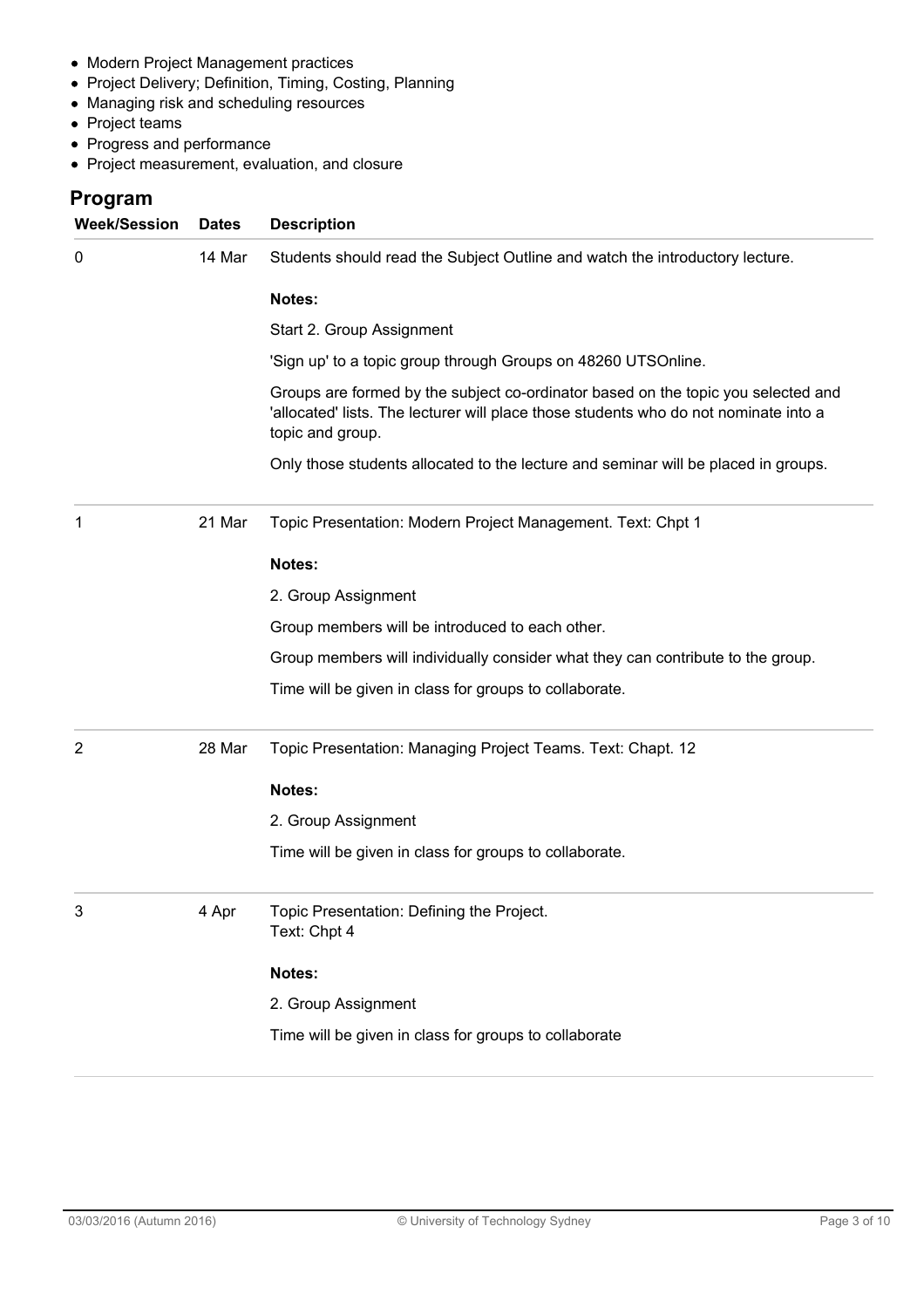- Modern Project Management practices
- Project Delivery; Definition, Timing, Costing, Planning
- Managing risk and scheduling resources
- Project teams
- Progress and performance
- Project measurement, evaluation, and closure

## Program

| Week/Session | Dates | Description |
|---|---|---|
| 0 | 14 Mar | Students should read the Subject Outline and watch the introductory lecture.<br><br>**Notes:**<br><br>Start 2. Group Assignment<br><br>'Sign up' to a topic group through Groups on 48260 UTSOnline.<br><br>Groups are formed by the subject co-ordinator based on the topic you selected and 'allocated' lists. The lecturer will place those students who do not nominate into a topic and group.<br><br>Only those students allocated to the lecture and seminar will be placed in groups. |
| 1 | 21 Mar | Topic Presentation: Modern Project Management. Text: Chpt 1<br><br>**Notes:**<br><br>2. Group Assignment<br><br>Group members will be introduced to each other.<br><br>Group members will individually consider what they can contribute to the group.<br><br>Time will be given in class for groups to collaborate. |
| 2 | 28 Mar | Topic Presentation: Managing Project Teams. Text: Chapt. 12<br><br>**Notes:**<br><br>2. Group Assignment<br><br>Time will be given in class for groups to collaborate. |
| 3 | 4 Apr | Topic Presentation: Defining the Project.<br>Text: Chpt 4<br><br>**Notes:**<br><br>2. Group Assignment<br><br>Time will be given in class for groups to collaborate |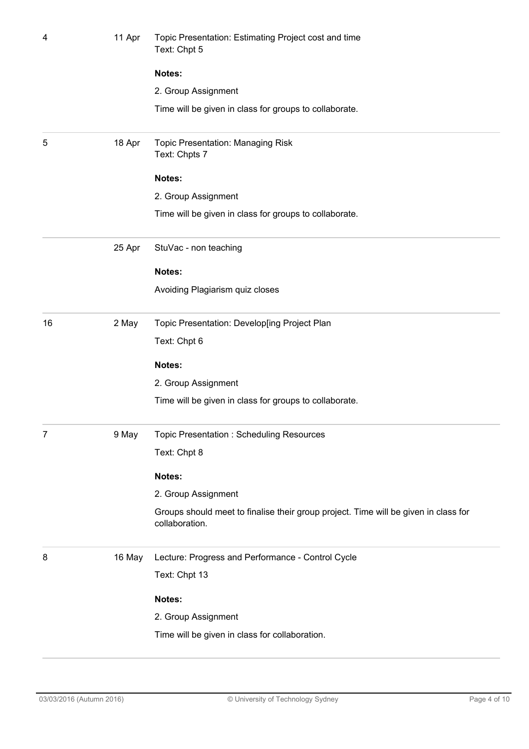| | | |
|---|---|---|
| 4 | 11 Apr | Topic Presentation: Estimating Project cost and time<br>Text: Chpt 5<br><br>**Notes:**<br><br>2. Group Assignment<br><br>Time will be given in class for groups to collaborate. |
| 5 | 18 Apr | Topic Presentation: Managing Risk<br>Text: Chpts 7<br><br>**Notes:**<br><br>2. Group Assignment<br><br>Time will be given in class for groups to collaborate. |
| | 25 Apr | StuVac - non teaching<br><br>**Notes:**<br><br>Avoiding Plagiarism quiz closes |
| 16 | 2 May | Topic Presentation: Develop[ing Project Plan<br><br>Text: Chpt 6<br><br>**Notes:**<br><br>2. Group Assignment<br><br>Time will be given in class for groups to collaborate. |
| 7 | 9 May | Topic Presentation : Scheduling Resources<br><br>Text: Chpt 8<br><br>**Notes:**<br><br>2. Group Assignment<br><br>Groups should meet to finalise their group project. Time will be given in class for collaboration. |
| 8 | 16 May | Lecture: Progress and Performance - Control Cycle<br><br>Text: Chpt 13<br><br>**Notes:**<br><br>2. Group Assignment<br><br>Time will be given in class for collaboration. |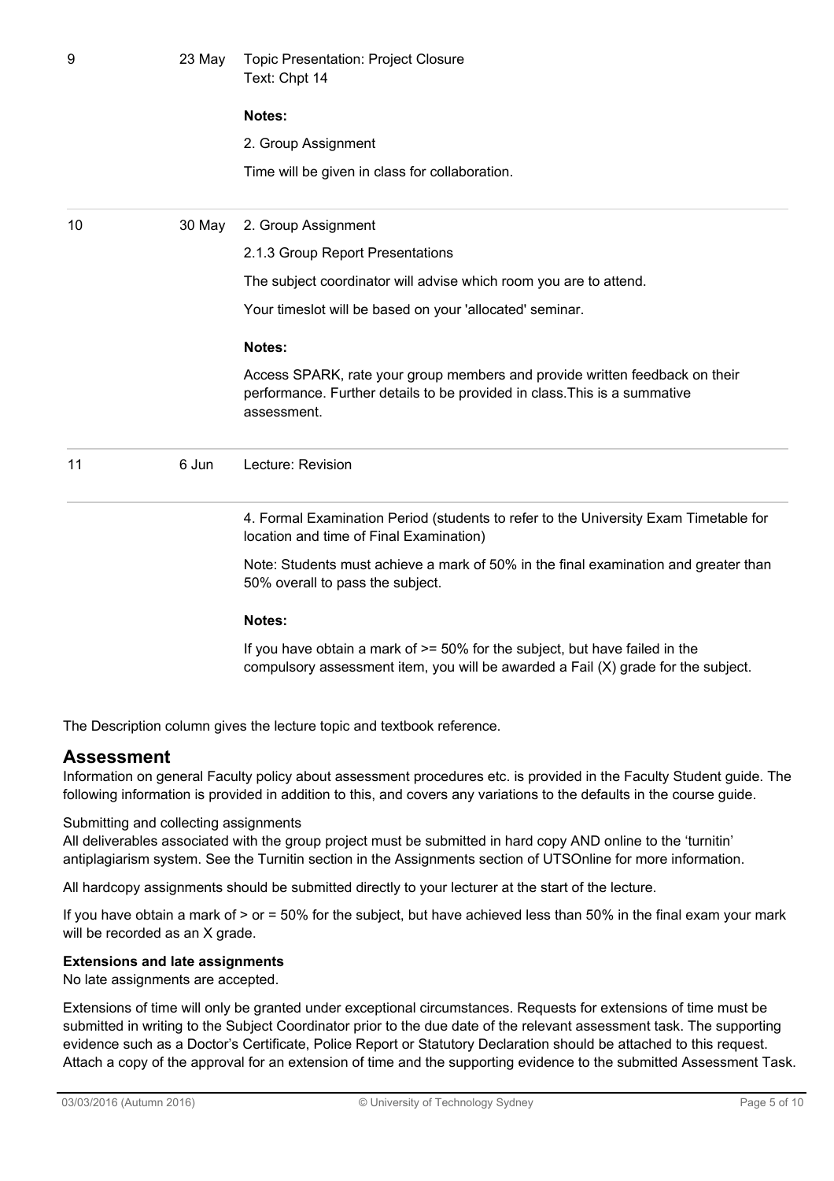| | | |
|---|---|---|
| 9 | 23 May | Topic Presentation: Project Closure<br>Text: Chpt 14<br><br>**Notes:**<br><br>2. Group Assignment<br><br>Time will be given in class for collaboration. |
| 10 | 30 May | 2. Group Assignment<br><br>2.1.3 Group Report Presentations<br><br>The subject coordinator will advise which room you are to attend.<br><br>Your timeslot will be based on your 'allocated' seminar.<br><br>**Notes:**<br><br>Access SPARK, rate your group members and provide written feedback on their performance. Further details to be provided in class.This is a summative assessment. |
| 11 | 6 Jun | Lecture: Revision |
| | | 4. Formal Examination Period (students to refer to the University Exam Timetable for location and time of Final Examination)<br><br>Note: Students must achieve a mark of 50% in the final examination and greater than 50% overall to pass the subject.<br><br>**Notes:**<br><br>If you have obtain a mark of >= 50% for the subject, but have failed in the compulsory assessment item, you will be awarded a Fail (X) grade for the subject. |

The Description column gives the lecture topic and textbook reference.

## Assessment

Information on general Faculty policy about assessment procedures etc. is provided in the Faculty Student guide. The following information is provided in addition to this, and covers any variations to the defaults in the course guide.

Submitting and collecting assignments

All deliverables associated with the group project must be submitted in hard copy AND online to the 'turnitin' antiplagiarism system. See the Turnitin section in the Assignments section of UTSOnline for more information.

All hardcopy assignments should be submitted directly to your lecturer at the start of the lecture.

If you have obtain a mark of > or = 50% for the subject, but have achieved less than 50% in the final exam your mark will be recorded as an X grade.

**Extensions and late assignments**

No late assignments are accepted.

Extensions of time will only be granted under exceptional circumstances. Requests for extensions of time must be submitted in writing to the Subject Coordinator prior to the due date of the relevant assessment task. The supporting evidence such as a Doctor's Certificate, Police Report or Statutory Declaration should be attached to this request. Attach a copy of the approval for an extension of time and the supporting evidence to the submitted Assessment Task.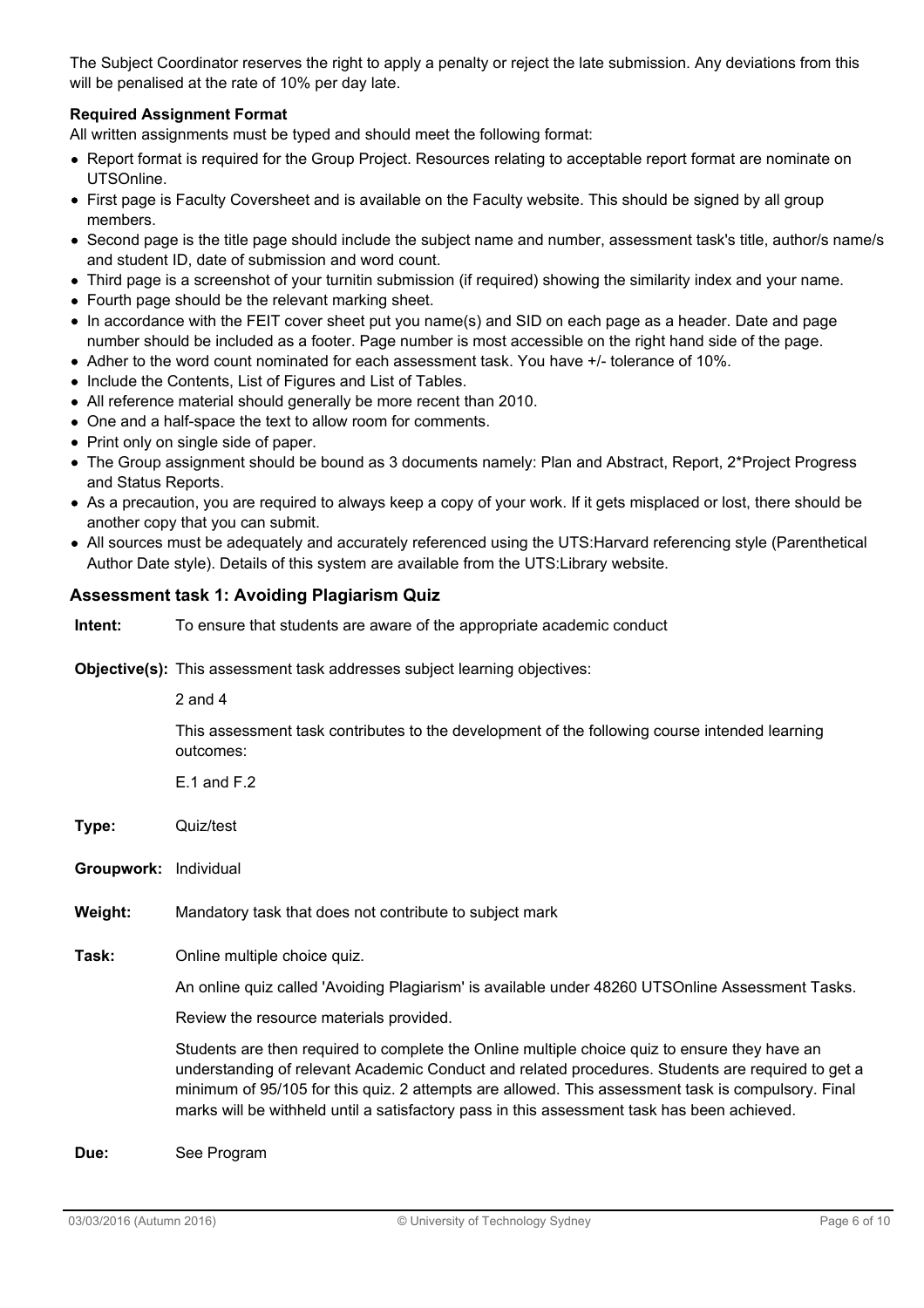The Subject Coordinator reserves the right to apply a penalty or reject the late submission. Any deviations from this will be penalised at the rate of 10% per day late.

**Required Assignment Format**

All written assignments must be typed and should meet the following format:

- Report format is required for the Group Project. Resources relating to acceptable report format are nominate on UTSOnline.
- First page is Faculty Coversheet and is available on the Faculty website. This should be signed by all group members.
- Second page is the title page should include the subject name and number, assessment task's title, author/s name/s and student ID, date of submission and word count.
- Third page is a screenshot of your turnitin submission (if required) showing the similarity index and your name.
- Fourth page should be the relevant marking sheet.
- In accordance with the FEIT cover sheet put you name(s) and SID on each page as a header. Date and page number should be included as a footer. Page number is most accessible on the right hand side of the page.
- Adher to the word count nominated for each assessment task. You have +/- tolerance of 10%.
- Include the Contents, List of Figures and List of Tables.
- All reference material should generally be more recent than 2010.
- One and a half-space the text to allow room for comments.
- Print only on single side of paper.
- The Group assignment should be bound as 3 documents namely: Plan and Abstract, Report, 2*Project Progress and Status Reports.
- As a precaution, you are required to always keep a copy of your work. If it gets misplaced or lost, there should be another copy that you can submit.
- All sources must be adequately and accurately referenced using the UTS:Harvard referencing style (Parenthetical Author Date style). Details of this system are available from the UTS:Library website.

### Assessment task 1: Avoiding Plagiarism Quiz

**Intent:** To ensure that students are aware of the appropriate academic conduct

**Objective(s):** This assessment task addresses subject learning objectives:

2 and 4

This assessment task contributes to the development of the following course intended learning outcomes:

E.1 and F.2

**Type:** Quiz/test

**Groupwork:** Individual

**Weight:** Mandatory task that does not contribute to subject mark

**Task:** Online multiple choice quiz.

An online quiz called 'Avoiding Plagiarism' is available under 48260 UTSOnline Assessment Tasks.

Review the resource materials provided.

Students are then required to complete the Online multiple choice quiz to ensure they have an understanding of relevant Academic Conduct and related procedures. Students are required to get a minimum of 95/105 for this quiz. 2 attempts are allowed. This assessment task is compulsory. Final marks will be withheld until a satisfactory pass in this assessment task has been achieved.

**Due:** See Program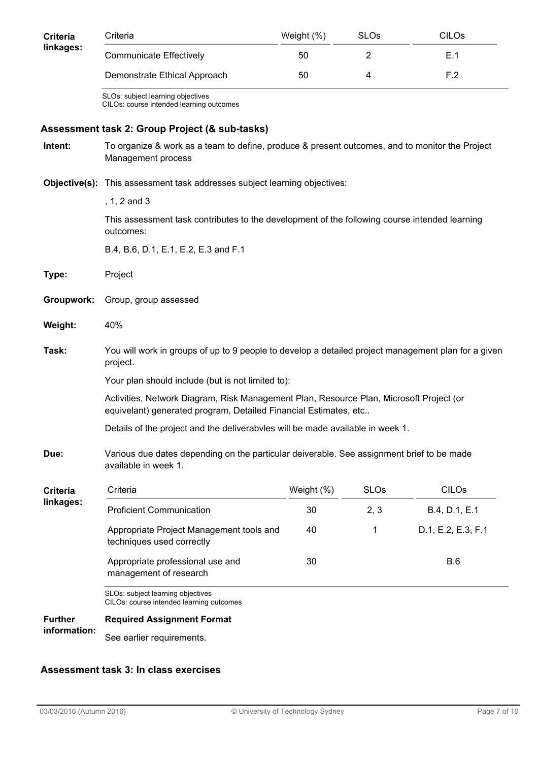**Criteria linkages:**

| Criteria | Weight (%) | SLOs | CILOs |
|---|---|---|---|
| Communicate Effectively | 50 | 2 | E.1 |
| Demonstrate Ethical Approach | 50 | 4 | F.2 |

SLOs: subject learning objectives
CILOs: course intended learning outcomes

### Assessment task 2: Group Project (& sub-tasks)

**Intent:** To organize & work as a team to define, produce & present outcomes, and to monitor the Project Management process

**Objective(s):** This assessment task addresses subject learning objectives:

, 1, 2 and 3

This assessment task contributes to the development of the following course intended learning outcomes:

B.4, B.6, D.1, E.1, E.2, E.3 and F.1

**Type:** Project

**Groupwork:** Group, group assessed

**Weight:** 40%

**Task:** You will work in groups of up to 9 people to develop a detailed project management plan for a given project.

Your plan should include (but is not limited to):

Activities, Network Diagram, Risk Management Plan, Resource Plan, Microsoft Project (or equivelant) generated program, Detailed Financial Estimates, etc..

Details of the project and the deliverabvles will be made available in week 1.

**Due:** Various due dates depending on the particular deiverable. See assignment brief to be made available in week 1.

**Criteria linkages:**

| Criteria | Weight (%) | SLOs | CILOs |
|---|---|---|---|
| Proficient Communication | 30 | 2, 3 | B.4, D.1, E.1 |
| Appropriate Project Management tools and techniques used correctly | 40 | 1 | D.1, E.2, E.3, F.1 |
| Appropriate professional use and management of research | 30 | | B.6 |

SLOs: subject learning objectives
CILOs: course intended learning outcomes

**Further information:**

**Required Assignment Format**

See earlier requirements.

### Assessment task 3: In class exercises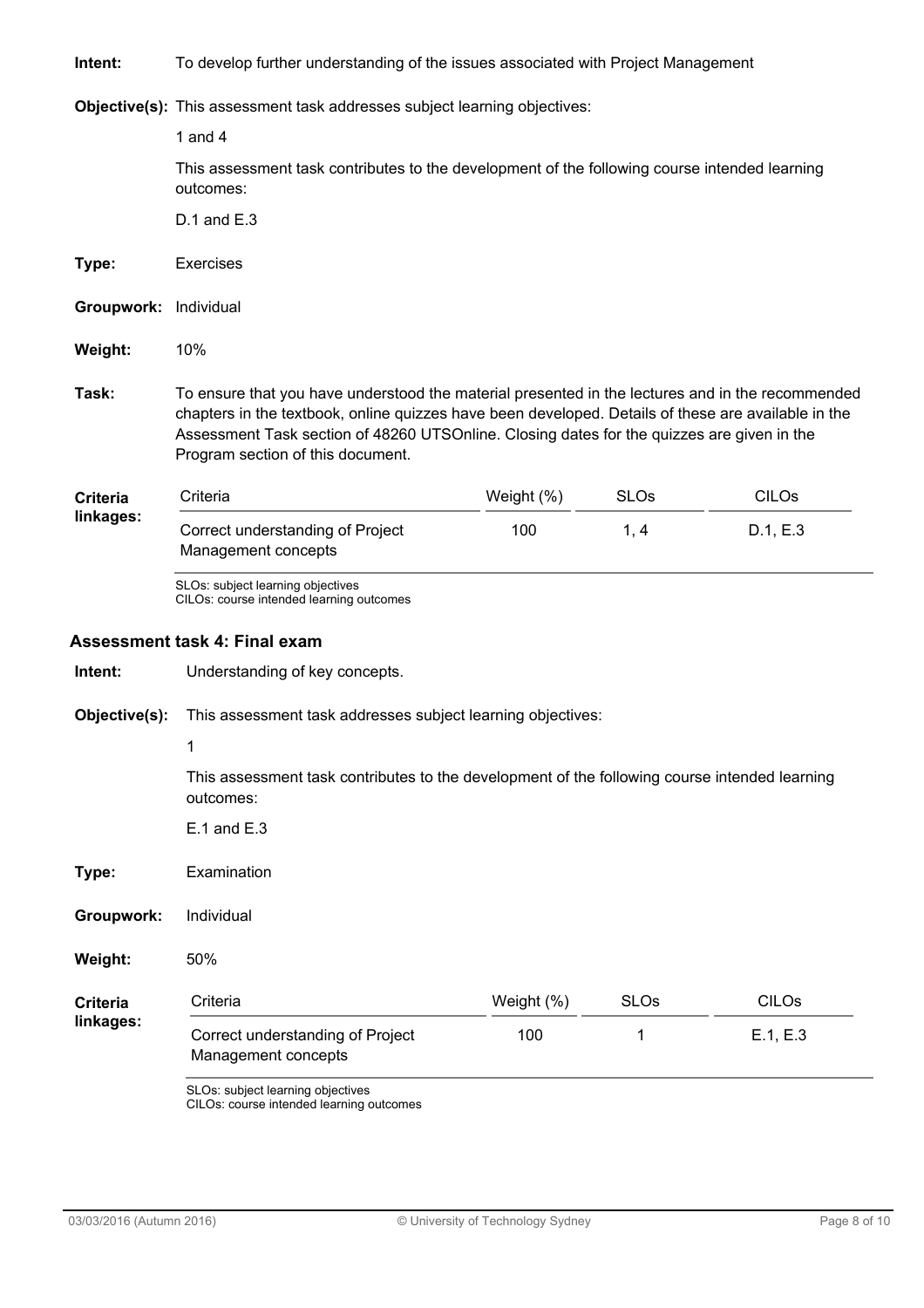**Intent:** To develop further understanding of the issues associated with Project Management

**Objective(s):** This assessment task addresses subject learning objectives:

1 and 4

This assessment task contributes to the development of the following course intended learning outcomes:

D.1 and E.3

**Type:** Exercises

**Groupwork:** Individual

**Weight:** 10%

**Task:** To ensure that you have understood the material presented in the lectures and in the recommended chapters in the textbook, online quizzes have been developed. Details of these are available in the Assessment Task section of 48260 UTSOnline. Closing dates for the quizzes are given in the Program section of this document.

**Criteria linkages:**

| Criteria | Weight (%) | SLOs | CILOs |
|---|---|---|---|
| Correct understanding of Project Management concepts | 100 | 1, 4 | D.1, E.3 |

SLOs: subject learning objectives
CILOs: course intended learning outcomes

### Assessment task 4: Final exam

**Intent:** Understanding of key concepts.

**Objective(s):** This assessment task addresses subject learning objectives:

1

This assessment task contributes to the development of the following course intended learning outcomes:

E.1 and E.3

**Type:** Examination

**Groupwork:** Individual

**Weight:** 50%

**Criteria linkages:**

| Criteria | Weight (%) | SLOs | CILOs |
|---|---|---|---|
| Correct understanding of Project Management concepts | 100 | 1 | E.1, E.3 |

SLOs: subject learning objectives
CILOs: course intended learning outcomes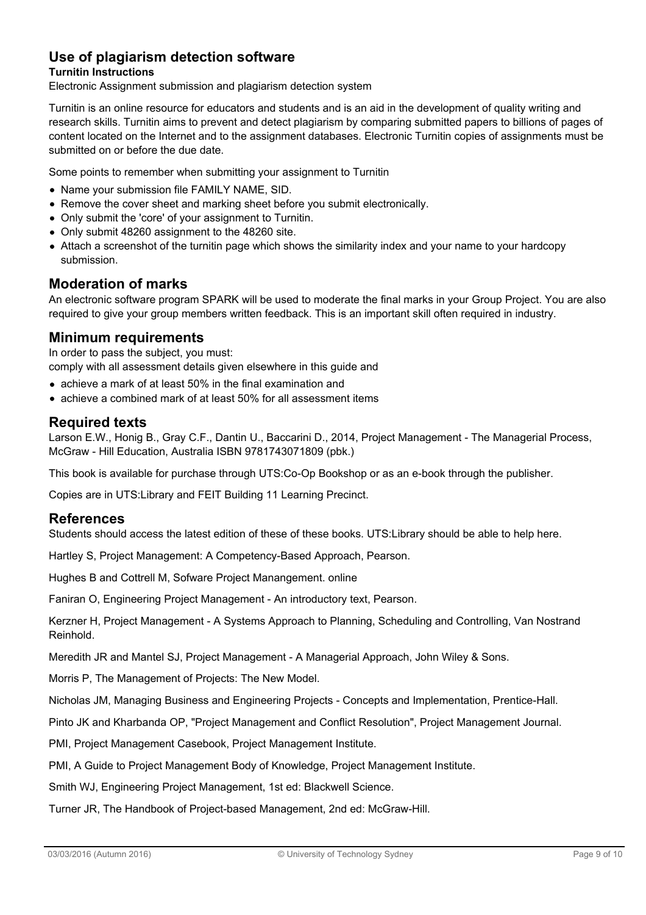## Use of plagiarism detection software

**Turnitin Instructions**

Electronic Assignment submission and plagiarism detection system

Turnitin is an online resource for educators and students and is an aid in the development of quality writing and research skills. Turnitin aims to prevent and detect plagiarism by comparing submitted papers to billions of pages of content located on the Internet and to the assignment databases. Electronic Turnitin copies of assignments must be submitted on or before the due date.

Some points to remember when submitting your assignment to Turnitin

- Name your submission file FAMILY NAME, SID.
- Remove the cover sheet and marking sheet before you submit electronically.
- Only submit the 'core' of your assignment to Turnitin.
- Only submit 48260 assignment to the 48260 site.
- Attach a screenshot of the turnitin page which shows the similarity index and your name to your hardcopy submission.

## Moderation of marks

An electronic software program SPARK will be used to moderate the final marks in your Group Project. You are also required to give your group members written feedback. This is an important skill often required in industry.

## Minimum requirements

In order to pass the subject, you must:
comply with all assessment details given elsewhere in this guide and

- achieve a mark of at least 50% in the final examination and
- achieve a combined mark of at least 50% for all assessment items

## Required texts

Larson E.W., Honig B., Gray C.F., Dantin U., Baccarini D., 2014, Project Management - The Managerial Process, McGraw - Hill Education, Australia ISBN 9781743071809 (pbk.)

This book is available for purchase through UTS:Co-Op Bookshop or as an e-book through the publisher.

Copies are in UTS:Library and FEIT Building 11 Learning Precinct.

## References

Students should access the latest edition of these of these books. UTS:Library should be able to help here.

Hartley S, Project Management: A Competency-Based Approach, Pearson.

Hughes B and Cottrell M, Sofware Project Manangement. online

Faniran O, Engineering Project Management - An introductory text, Pearson.

Kerzner H, Project Management - A Systems Approach to Planning, Scheduling and Controlling, Van Nostrand Reinhold.

Meredith JR and Mantel SJ, Project Management - A Managerial Approach, John Wiley & Sons.

Morris P, The Management of Projects: The New Model.

Nicholas JM, Managing Business and Engineering Projects - Concepts and Implementation, Prentice-Hall.

Pinto JK and Kharbanda OP, "Project Management and Conflict Resolution", Project Management Journal.

PMI, Project Management Casebook, Project Management Institute.

PMI, A Guide to Project Management Body of Knowledge, Project Management Institute.

Smith WJ, Engineering Project Management, 1st ed: Blackwell Science.

Turner JR, The Handbook of Project-based Management, 2nd ed: McGraw-Hill.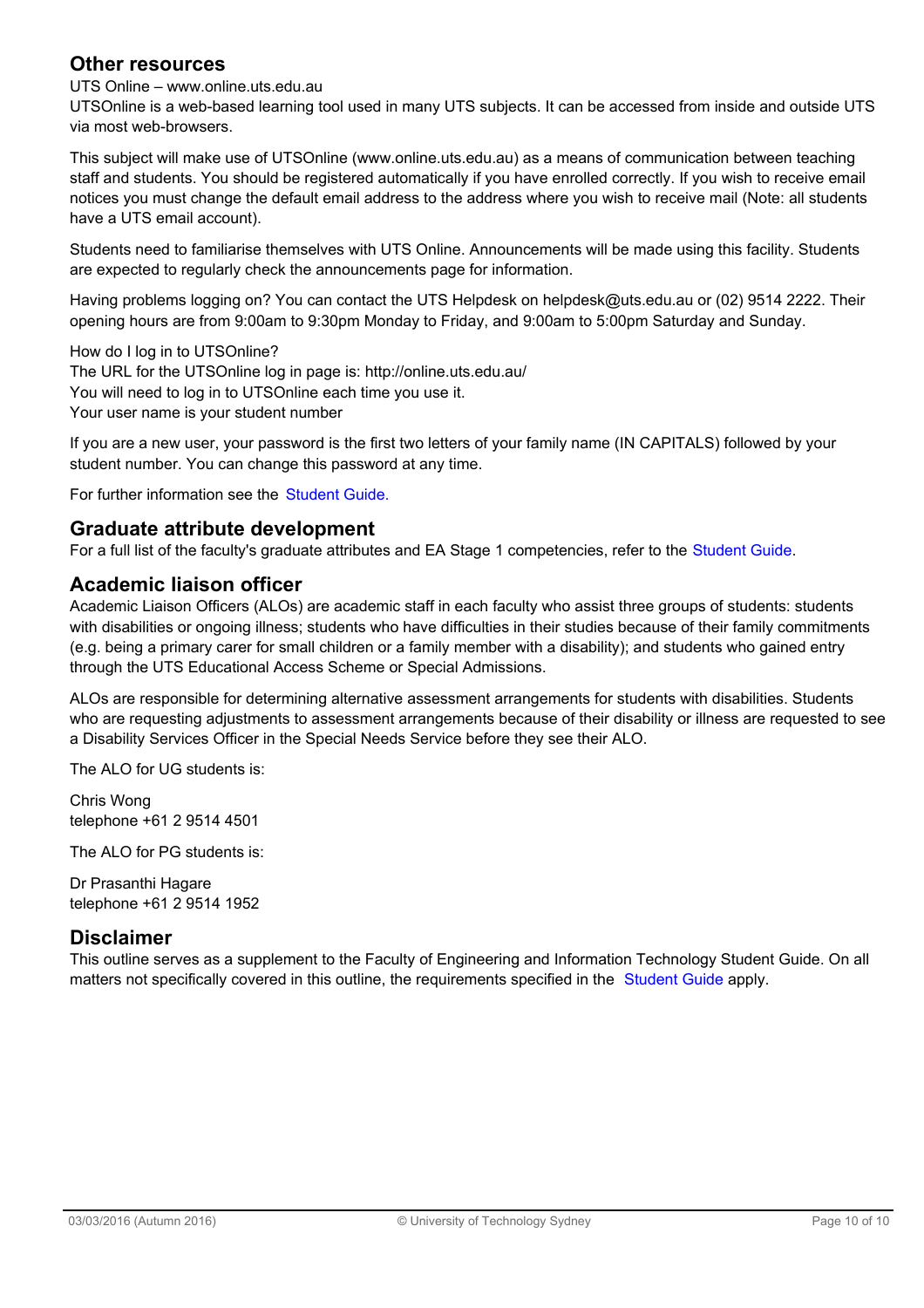## Other resources

UTS Online – www.online.uts.edu.au
UTSOnline is a web-based learning tool used in many UTS subjects. It can be accessed from inside and outside UTS via most web-browsers.

This subject will make use of UTSOnline (www.online.uts.edu.au) as a means of communication between teaching staff and students. You should be registered automatically if you have enrolled correctly. If you wish to receive email notices you must change the default email address to the address where you wish to receive mail (Note: all students have a UTS email account).

Students need to familiarise themselves with UTS Online. Announcements will be made using this facility. Students are expected to regularly check the announcements page for information.

Having problems logging on? You can contact the UTS Helpdesk on helpdesk@uts.edu.au or (02) 9514 2222. Their opening hours are from 9:00am to 9:30pm Monday to Friday, and 9:00am to 5:00pm Saturday and Sunday.

How do I log in to UTSOnline?
The URL for the UTSOnline log in page is: http://online.uts.edu.au/
You will need to log in to UTSOnline each time you use it.
Your user name is your student number

If you are a new user, your password is the first two letters of your family name (IN CAPITALS) followed by your student number. You can change this password at any time.

For further information see the Student Guide.

## Graduate attribute development

For a full list of the faculty's graduate attributes and EA Stage 1 competencies, refer to the Student Guide.

## Academic liaison officer

Academic Liaison Officers (ALOs) are academic staff in each faculty who assist three groups of students: students with disabilities or ongoing illness; students who have difficulties in their studies because of their family commitments (e.g. being a primary carer for small children or a family member with a disability); and students who gained entry through the UTS Educational Access Scheme or Special Admissions.

ALOs are responsible for determining alternative assessment arrangements for students with disabilities. Students who are requesting adjustments to assessment arrangements because of their disability or illness are requested to see a Disability Services Officer in the Special Needs Service before they see their ALO.

The ALO for UG students is:

Chris Wong
telephone +61 2 9514 4501

The ALO for PG students is:

Dr Prasanthi Hagare
telephone +61 2 9514 1952

## Disclaimer

This outline serves as a supplement to the Faculty of Engineering and Information Technology Student Guide. On all matters not specifically covered in this outline, the requirements specified in the Student Guide apply.